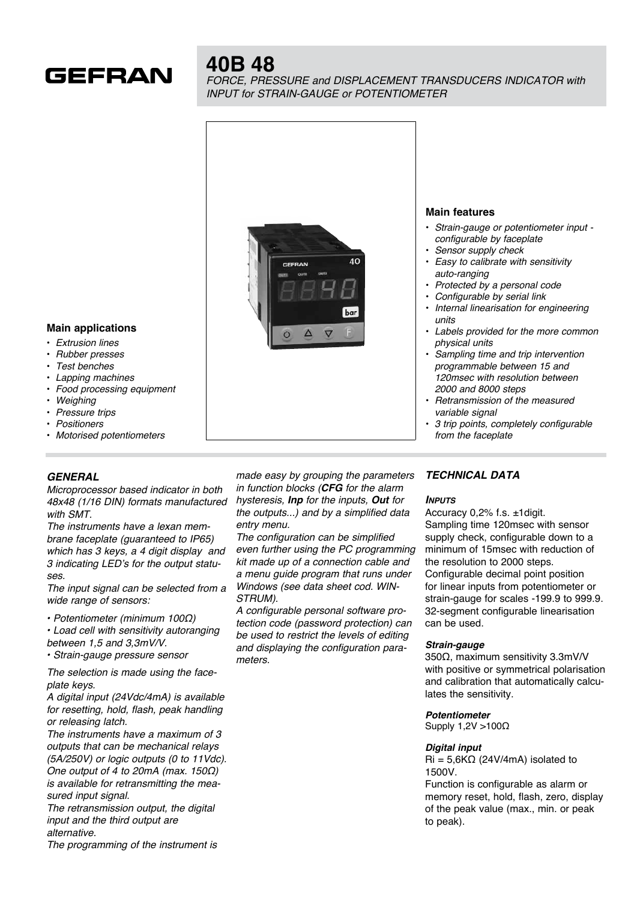GEFRAN

# 40B 48

*FORCE, PRESSURE and DISPLACEMENT TRANSDUCERS INDICATOR with INPUT for STRAIN-GAUGE or POTENTIOMETER*

### Main applications

- *Extrusion lines*
- *Rubber presses*
- *Test benches*
- *Lapping machines*
- *Food processing equipment*
- *Weighing*
- *Pressure trips*
- *Positioners*
- *Motorised potentiometers*

### Main features

- *Strain-gauge or potentiometer input - configurable by faceplate*
- *Sensor supply check*
- *Easy to calibrate with sensitivity auto-ranging*
- *Protected by a personal code*
- *Configurable by serial link*
- *Internal linearisation for engineering units*
- *Labels provided for the more common physical units*
- *Sampling time and trip intervention programmable between 15 and 120msec with resolution between 2000 and 8000 steps*
- *Retransmission of the measured variable signal*
- *3 trip points, completely configurable from the faceplate*

## GENERAL

*Microprocessor based indicator in both 48x48 (1/16 DIN) formats manufactured with SMT.*

*The instruments have a lexan membrane faceplate (guaranteed to IP65) which has 3 keys, a 4 digit display and 3 indicating LED's for the output statuses.*

*The input signal can be selected from a wide range of sensors:*

- *Potentiometer (minimum 100Ω)*
- *Load cell with sensitivity autoranging between 1,5 and 3,3mV/V.*
- *Strain-gauge pressure sensor*

*The selection is made using the faceplate keys.*

*A digital input (24Vdc/4mA) is available for resetting, hold, flash, peak handling or releasing latch.*

*The instruments have a maximum of 3 outputs that can be mechanical relays (5A/250V) or logic outputs (0 to 11Vdc). One output of 4 to 20mA (max. 150Ω) is available for retransmitting the measured input signal.*

*The retransmission output, the digital input and the third output are alternative.*

*The programming of the instrument is made easy by grouping the parameters in function blocks (**CFG** for the alarm hysteresis, **Inp** for the inputs, **Out** for the outputs...) and by a simplified data entry menu.*

*The configuration can be simplified even further using the PC programming kit made up of a connection cable and a menu guide program that runs under Windows (see data sheet cod. WINSTRUM).*

*A configurable personal software protection code (password protection) can be used to restrict the levels of editing and displaying the configuration parameters.*

## TECHNICAL DATA

### INPUTS

Accuracy 0,2% f.s. ±1digit.
Sampling time 120msec with sensor supply check, configurable down to a minimum of 15msec with reduction of the resolution to 2000 steps.
Configurable decimal point position for linear inputs from potentiometer or strain-gauge for scales -199.9 to 999.9.
32-segment configurable linearisation can be used.

#### *Strain-gauge*

350Ω, maximum sensitivity 3.3mV/V with positive or symmetrical polarisation and calibration that automatically calculates the sensitivity.

#### *Potentiometer*

Supply 1,2V >100Ω

#### *Digital input*

Ri = 5,6KΩ (24V/4mA) isolated to 1500V.
Function is configurable as alarm or memory reset, hold, flash, zero, display of the peak value (max., min. or peak to peak).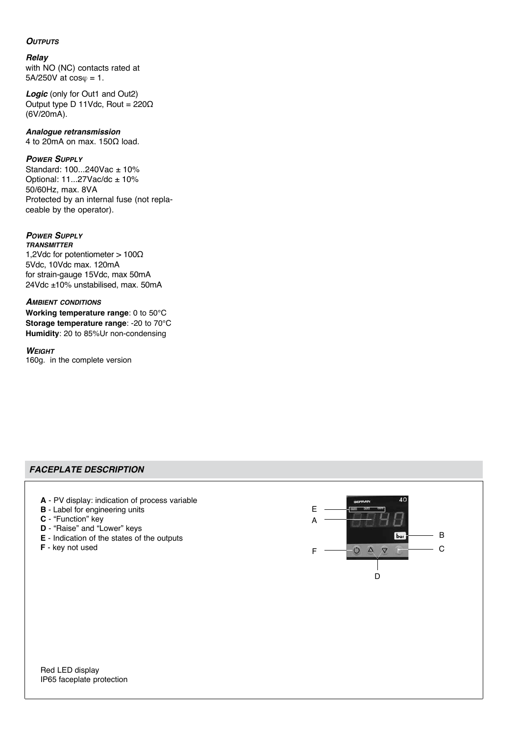### *Outputs*

***Relay***
with NO (NC) contacts rated at 5A/250V at $\cos\varphi = 1$.

***Logic*** (only for Out1 and Out2)
Output type D 11Vdc, Rout = 220Ω (6V/20mA).

***Analogue retransmission***
4 to 20mA on max. 150Ω load.

### *Power Supply*

Standard: 100...240Vac ± 10%
Optional: 11...27Vac/dc ± 10%
50/60Hz, max. 8VA
Protected by an internal fuse (not replaceable by the operator).

### *Power Supply*
***transmitter***

1,2Vdc for potentiometer > 100Ω
5Vdc, 10Vdc max. 120mA
for strain-gauge 15Vdc, max 50mA
24Vdc ±10% unstabilised, max. 50mA

### *Ambient conditions*

**Working temperature range**: 0 to 50°C
**Storage temperature range**: -20 to 70°C
**Humidity**: 20 to 85%Ur non-condensing

### *Weight*

160g. in the complete version

## *FACEPLATE DESCRIPTION*

**A** - PV display: indication of process variable
**B** - Label for engineering units
**C** - “Function” key
**D** - “Raise” and “Lower” keys
**E** - Indication of the states of the outputs
**F** - key not used

Red LED display
IP65 faceplate protection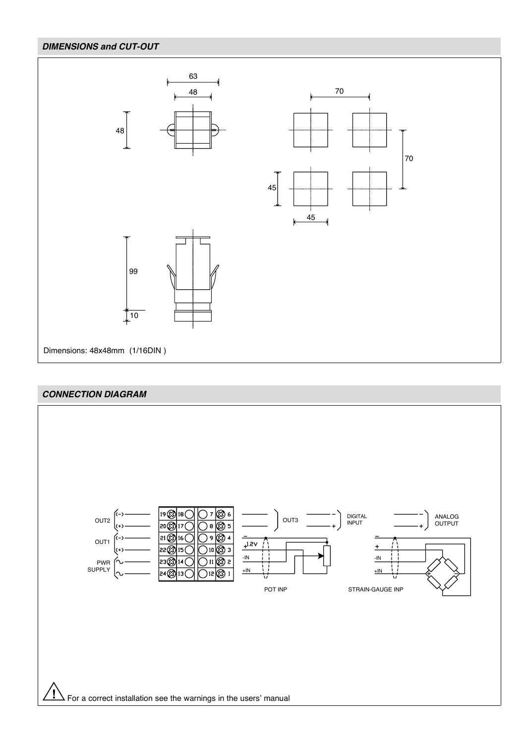## DIMENSIONS and CUT-OUT

63

48

48

70

70

45

45

99

10

Dimensions: 48x48mm (1/16DIN )

## CONNECTION DIAGRAM

OUT2 (-) (+)

OUT1 (-) (+)

PWR SUPPLY ~ ~

19 18 7 6

20 17 8 5

21 16 9 4

22 15 10 3

23 14 11 2

24 13 12 1

OUT3

DIGITAL INPUT

ANALOG OUTPUT

– + 1.2V -IN +IN

POT INP

– + -IN +IN

STRAIN-GAUGE INP

For a correct installation see the warnings in the users' manual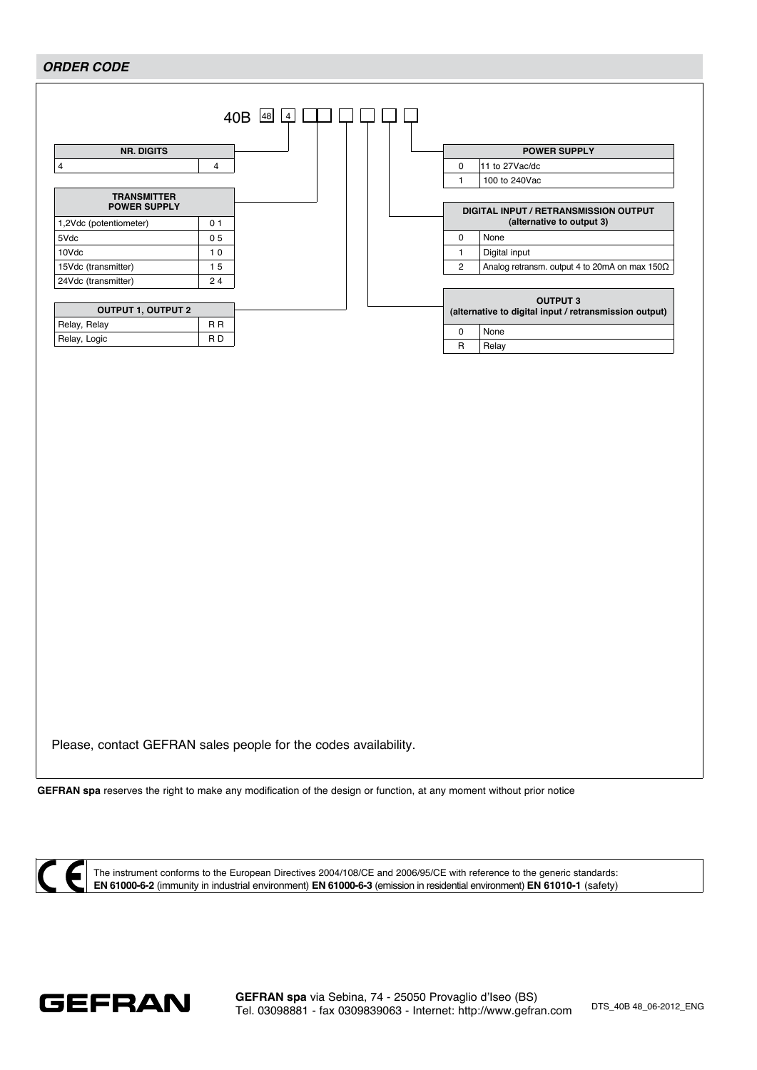## *ORDER CODE*

40B [48] [4] [ ][ ] [ ] [ ] [ ] [ ]

| NR. DIGITS | |
|---|---|
| 4 | 4 |

| TRANSMITTER POWER SUPPLY | |
|---|---|
| 1,2Vdc (potentiometer) | 0 1 |
| 5Vdc | 0 5 |
| 10Vdc | 1 0 |
| 15Vdc (transmitter) | 1 5 |
| 24Vdc (transmitter) | 2 4 |

| OUTPUT 1, OUTPUT 2 | |
|---|---|
| Relay, Relay | R R |
| Relay, Logic | R D |

| POWER SUPPLY | |
|---|---|
| 0 | 11 to 27Vac/dc |
| 1 | 100 to 240Vac |

| DIGITAL INPUT / RETRANSMISSION OUTPUT (alternative to output 3) | |
|---|---|
| 0 | None |
| 1 | Digital input |
| 2 | Analog retransm. output 4 to 20mA on max 150Ω |

| OUTPUT 3 (alternative to digital input / retransmission output) | |
|---|---|
| 0 | None |
| R | Relay |

Please, contact GEFRAN sales people for the codes availability.

**GEFRAN spa** reserves the right to make any modification of the design or function, at any moment without prior notice

CE The instrument conforms to the European Directives 2004/108/CE and 2006/95/CE with reference to the generic standards: **EN 61000-6-2** (immunity in industrial environment) **EN 61000-6-3** (emission in residential environment) **EN 61010-1** (safety)

GEFRAN

**GEFRAN spa** via Sebina, 74 - 25050 Provaglio d'Iseo (BS)
Tel. 03098881 - fax 0309839063 - Internet: http://www.gefran.com

DTS_40B 48_06-2012_ENG